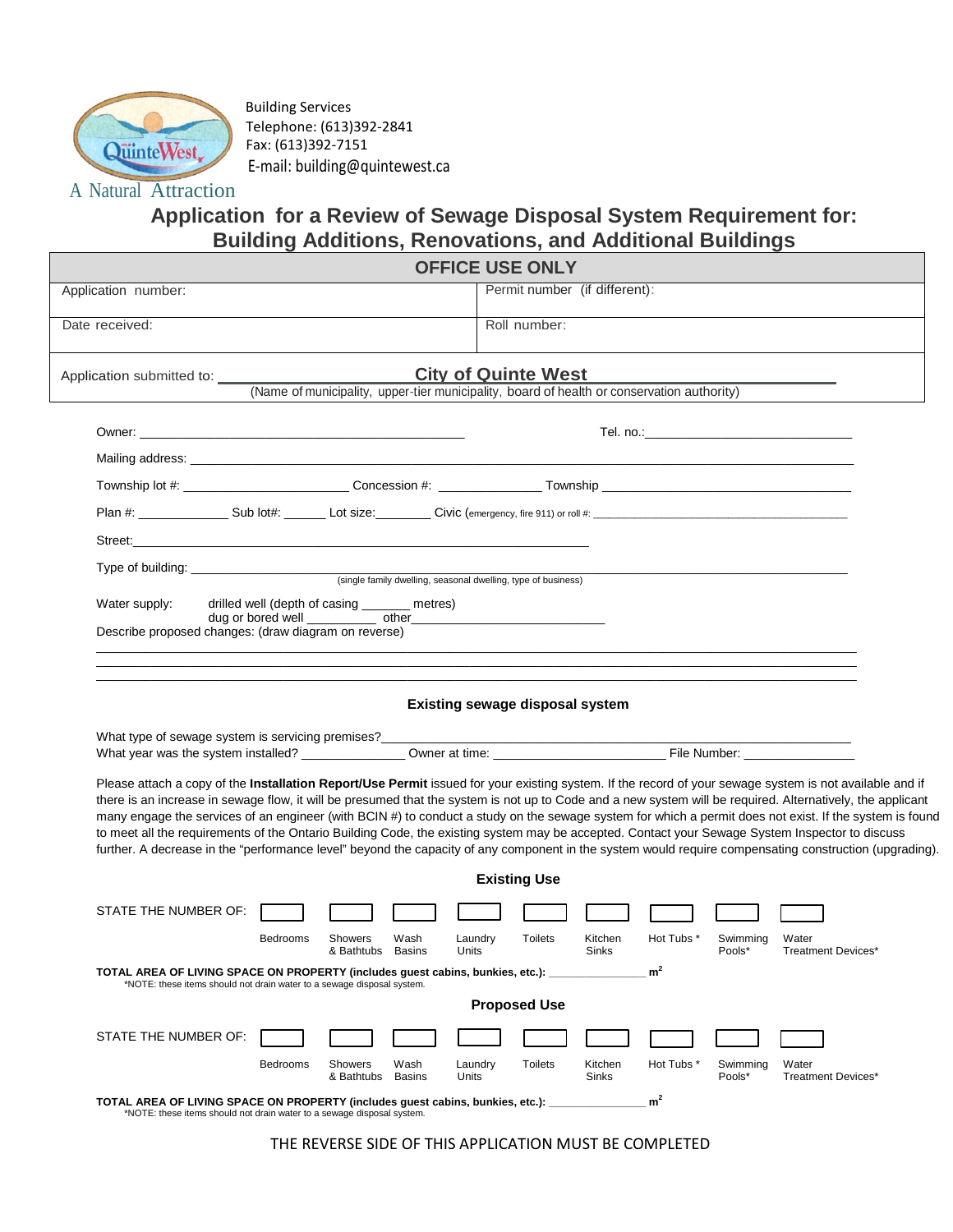Building Services
Telephone: (613)392-2841
Fax: (613)392-7151
E-mail: building@quintewest.ca

A Natural Attraction

# Application for a Review of Sewage Disposal System Requirement for: Building Additions, Renovations, and Additional Buildings

| OFFICE USE ONLY | |
|---|---|
| Application number: | Permit number (if different): |
| Date received: | Roll number: |
| Application submitted to: **City of Quinte West** (Name of municipality, upper-tier municipality, board of health or conservation authority) | |

Owner: ______________________ Tel. no.: ______________________

Mailing address: ______________________

Township lot #: __________ Concession #: __________ Township __________

Plan #: __________ Sub lot#: ______ Lot size: ________ Civic (emergency, fire 911) or roll #: __________

Street: ______________________

Type of building: ______________________
(single family dwelling, seasonal dwelling, type of business)

Water supply: drilled well (depth of casing _______ metres)
dug or bored well __________ other ______________

Describe proposed changes: (draw diagram on reverse)

______________________

______________________

______________________

### Existing sewage disposal system

What type of sewage system is servicing premises? ______________________

What year was the system installed? __________ Owner at time: __________ File Number: __________

Please attach a copy of the **Installation Report/Use Permit** issued for your existing system. If the record of your sewage system is not available and if there is an increase in sewage flow, it will be presumed that the system is not up to Code and a new system will be required. Alternatively, the applicant many engage the services of an engineer (with BCIN #) to conduct a study on the sewage system for which a permit does not exist. If the system is found to meet all the requirements of the Ontario Building Code, the existing system may be accepted. Contact your Sewage System Inspector to discuss further. A decrease in the "performance level" beyond the capacity of any component in the system would require compensating construction (upgrading).

### Existing Use

| STATE THE NUMBER OF: | Bedrooms | Showers & Bathtubs | Wash Basins | Laundry Units | Toilets | Kitchen Sinks | Hot Tubs * | Swimming Pools* | Water Treatment Devices* |
|---|---|---|---|---|---|---|---|---|---|
| | | | | | | | | | |

**TOTAL AREA OF LIVING SPACE ON PROPERTY (includes guest cabins, bunkies, etc.):** ______________ $m^2$

*NOTE: these items should not drain water to a sewage disposal system.

### Proposed Use

| STATE THE NUMBER OF: | Bedrooms | Showers & Bathtubs | Wash Basins | Laundry Units | Toilets | Kitchen Sinks | Hot Tubs * | Swimming Pools* | Water Treatment Devices* |
|---|---|---|---|---|---|---|---|---|---|
| | | | | | | | | | |

**TOTAL AREA OF LIVING SPACE ON PROPERTY (includes guest cabins, bunkies, etc.):** ______________ $m^2$

*NOTE: these items should not drain water to a sewage disposal system.

THE REVERSE SIDE OF THIS APPLICATION MUST BE COMPLETED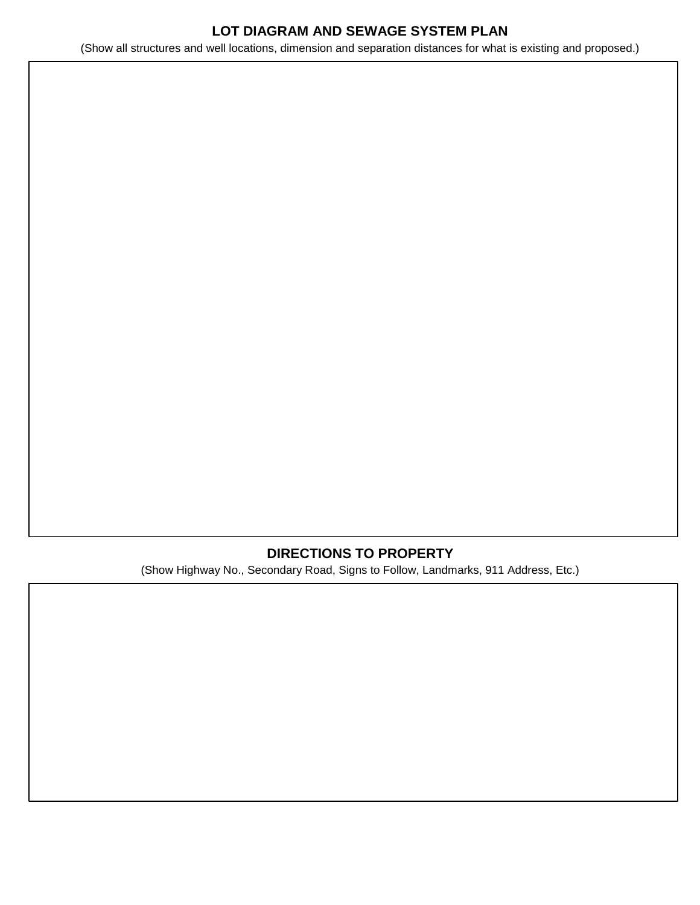## LOT DIAGRAM AND SEWAGE SYSTEM PLAN

(Show all structures and well locations, dimension and separation distances for what is existing and proposed.)

## DIRECTIONS TO PROPERTY

(Show Highway No., Secondary Road, Signs to Follow, Landmarks, 911 Address, Etc.)